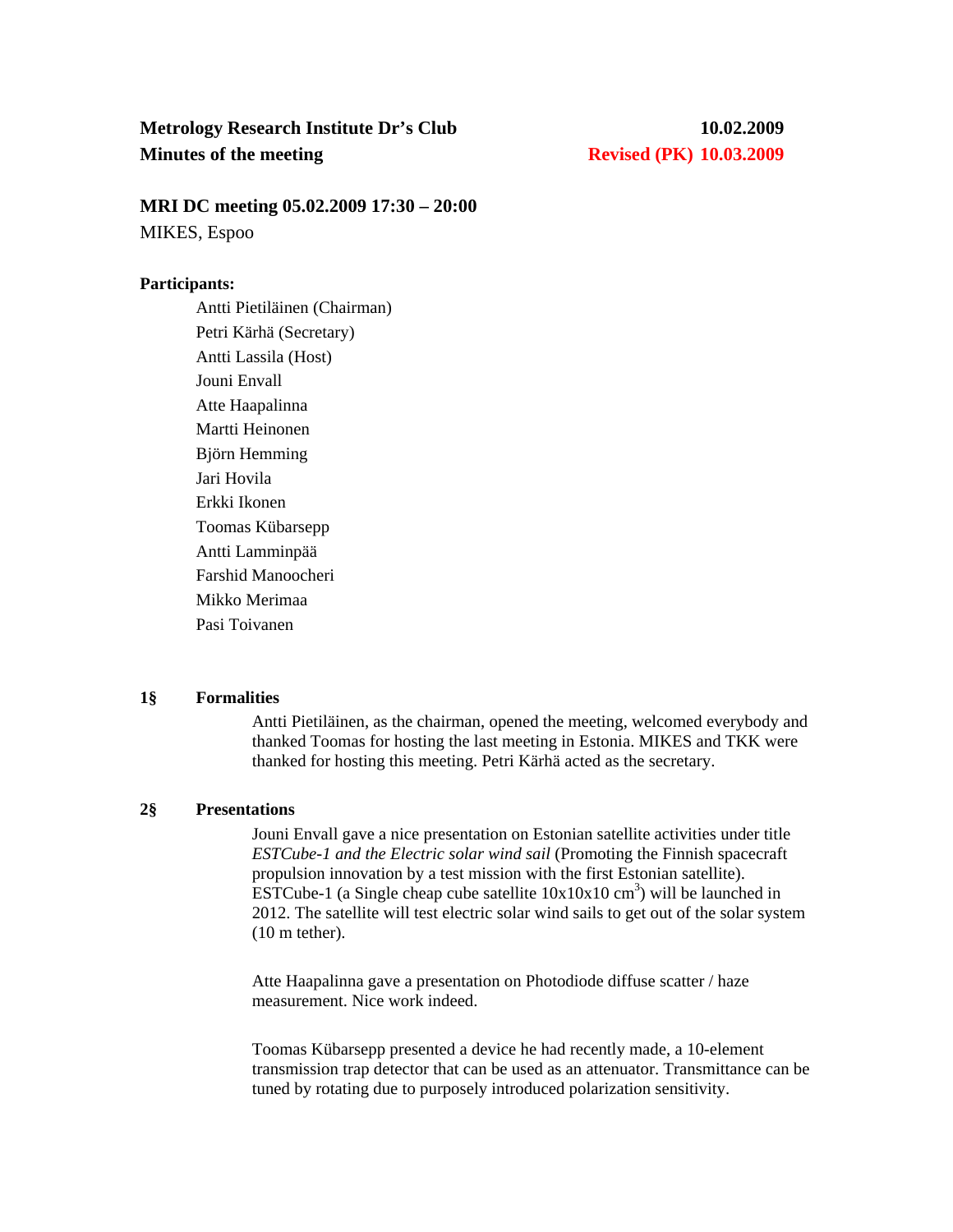**Metrology Research Institute Dr's Club** 10.02.2009

**Minutes of the meeting** **Revised (PK) 10.03.2009**

**MRI DC meeting 05.02.2009 17:30 – 20:00**

MIKES, Espoo

**Participants:**

Antti Pietiläinen (Chairman)
Petri Kärhä (Secretary)
Antti Lassila (Host)
Jouni Envall
Atte Haapalinna
Martti Heinonen
Björn Hemming
Jari Hovila
Erkki Ikonen
Toomas Kübarsepp
Antti Lamminpää
Farshid Manoocheri
Mikko Merimaa
Pasi Toivanen

**1§ Formalities**

Antti Pietiläinen, as the chairman, opened the meeting, welcomed everybody and thanked Toomas for hosting the last meeting in Estonia. MIKES and TKK were thanked for hosting this meeting. Petri Kärhä acted as the secretary.

**2§ Presentations**

Jouni Envall gave a nice presentation on Estonian satellite activities under title *ESTCube-1 and the Electric solar wind sail* (Promoting the Finnish spacecraft propulsion innovation by a test mission with the first Estonian satellite). ESTCube-1 (a Single cheap cube satellite 10x10x10 $cm^3$) will be launched in 2012. The satellite will test electric solar wind sails to get out of the solar system (10 m tether).

Atte Haapalinna gave a presentation on Photodiode diffuse scatter / haze measurement. Nice work indeed.

Toomas Kübarsepp presented a device he had recently made, a 10-element transmission trap detector that can be used as an attenuator. Transmittance can be tuned by rotating due to purposely introduced polarization sensitivity.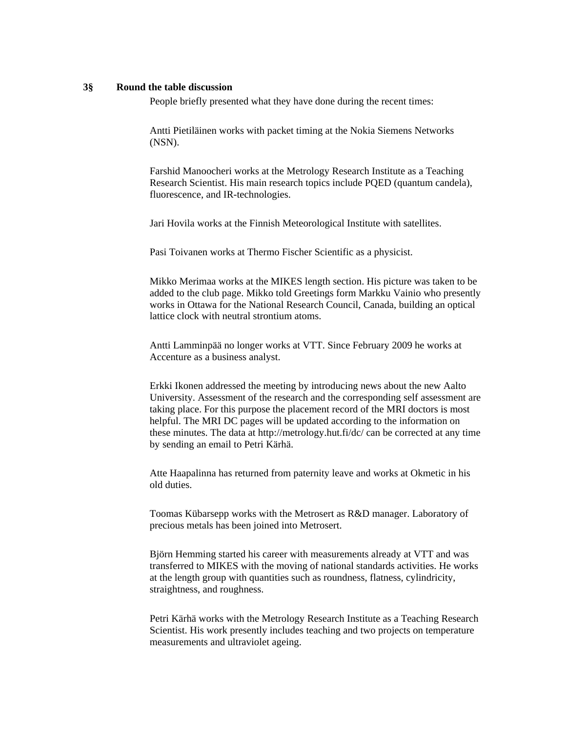## 3§ Round the table discussion

People briefly presented what they have done during the recent times:

Antti Pietiläinen works with packet timing at the Nokia Siemens Networks (NSN).

Farshid Manoocheri works at the Metrology Research Institute as a Teaching Research Scientist. His main research topics include PQED (quantum candela), fluorescence, and IR-technologies.

Jari Hovila works at the Finnish Meteorological Institute with satellites.

Pasi Toivanen works at Thermo Fischer Scientific as a physicist.

Mikko Merimaa works at the MIKES length section. His picture was taken to be added to the club page. Mikko told Greetings form Markku Vainio who presently works in Ottawa for the National Research Council, Canada, building an optical lattice clock with neutral strontium atoms.

Antti Lamminpää no longer works at VTT. Since February 2009 he works at Accenture as a business analyst.

Erkki Ikonen addressed the meeting by introducing news about the new Aalto University. Assessment of the research and the corresponding self assessment are taking place. For this purpose the placement record of the MRI doctors is most helpful. The MRI DC pages will be updated according to the information on these minutes. The data at http://metrology.hut.fi/dc/ can be corrected at any time by sending an email to Petri Kärhä.

Atte Haapalinna has returned from paternity leave and works at Okmetic in his old duties.

Toomas Kübarsepp works with the Metrosert as R&D manager. Laboratory of precious metals has been joined into Metrosert.

Björn Hemming started his career with measurements already at VTT and was transferred to MIKES with the moving of national standards activities. He works at the length group with quantities such as roundness, flatness, cylindricity, straightness, and roughness.

Petri Kärhä works with the Metrology Research Institute as a Teaching Research Scientist. His work presently includes teaching and two projects on temperature measurements and ultraviolet ageing.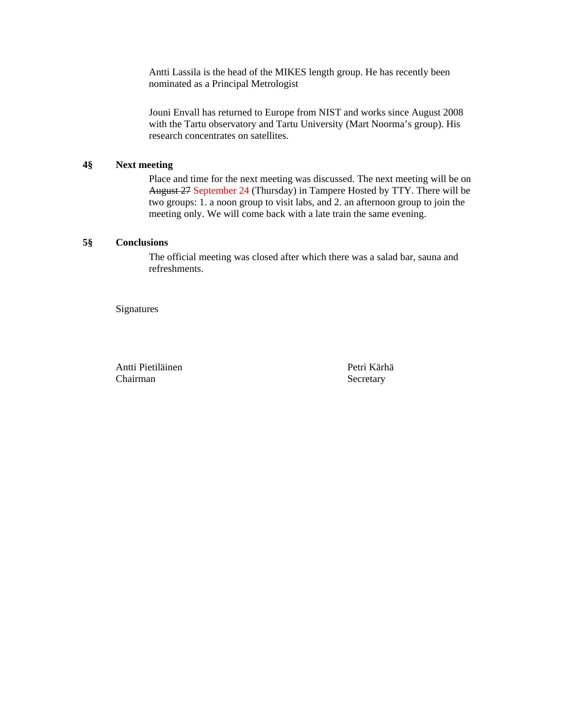Antti Lassila is the head of the MIKES length group. He has recently been nominated as a Principal Metrologist

Jouni Envall has returned to Europe from NIST and works since August 2008 with the Tartu observatory and Tartu University (Mart Noorma's group). His research concentrates on satellites.

**4§ Next meeting**

Place and time for the next meeting was discussed. The next meeting will be on ~~August 27~~ September 24 (Thursday) in Tampere Hosted by TTY. There will be two groups: 1. a noon group to visit labs, and 2. an afternoon group to join the meeting only. We will come back with a late train the same evening.

**5§ Conclusions**

The official meeting was closed after which there was a salad bar, sauna and refreshments.

Signatures

| | |
|---|---|
| Antti Pietiläinen | Petri Kärhä |
| Chairman | Secretary |